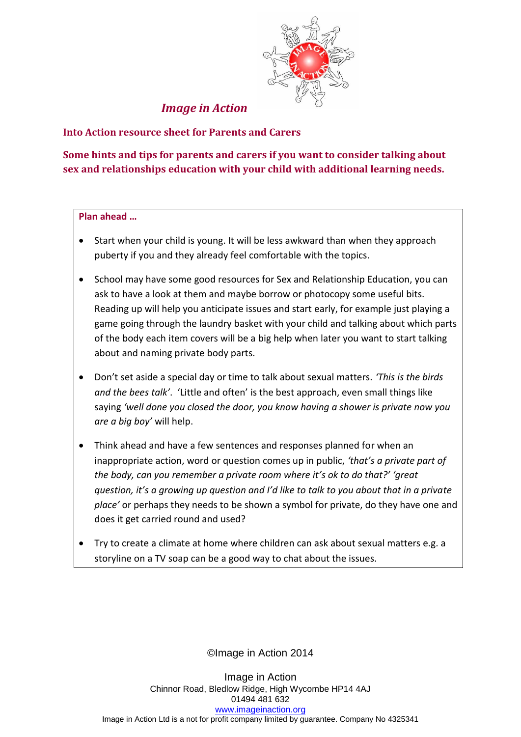# *Image in Action*

## Into Action resource sheet for Parents and Carers

## Some hints and tips for parents and carers if you want to consider talking about sex and relationships education with your child with additional learning needs.

**Plan ahead …**

- Start when your child is young. It will be less awkward than when they approach puberty if you and they already feel comfortable with the topics.
- School may have some good resources for Sex and Relationship Education, you can ask to have a look at them and maybe borrow or photocopy some useful bits. Reading up will help you anticipate issues and start early, for example just playing a game going through the laundry basket with your child and talking about which parts of the body each item covers will be a big help when later you want to start talking about and naming private body parts.
- Don't set aside a special day or time to talk about sexual matters. *'This is the birds and the bees talk'*. 'Little and often' is the best approach, even small things like saying *'well done you closed the door, you know having a shower is private now you are a big boy'* will help.
- Think ahead and have a few sentences and responses planned for when an inappropriate action, word or question comes up in public, *'that's a private part of the body, can you remember a private room where it's ok to do that?' 'great question, it's a growing up question and I'd like to talk to you about that in a private place'* or perhaps they needs to be shown a symbol for private, do they have one and does it get carried round and used?
- Try to create a climate at home where children can ask about sexual matters e.g. a storyline on a TV soap can be a good way to chat about the issues.

©Image in Action 2014

Image in Action
Chinnor Road, Bledlow Ridge, High Wycombe HP14 4AJ
01494 481 632
www.imageinaction.org
Image in Action Ltd is a not for profit company limited by guarantee. Company No 4325341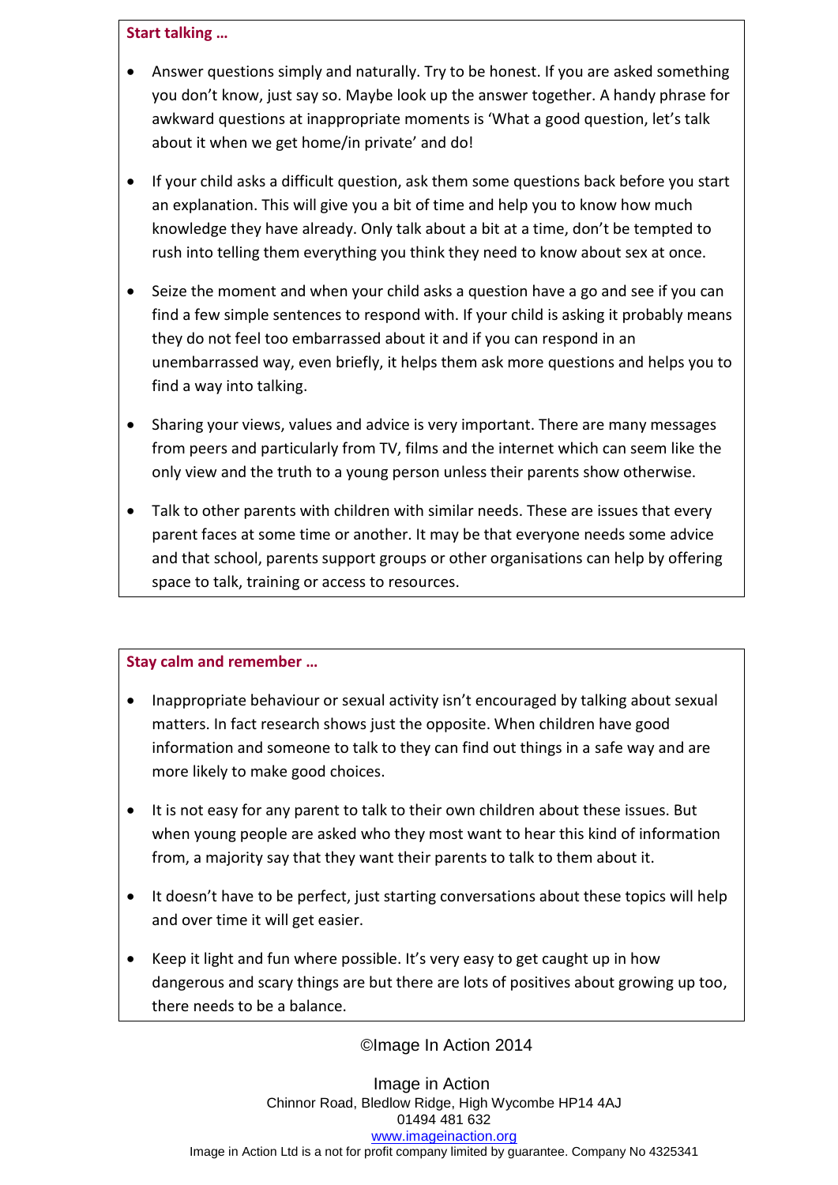**Start talking …**

- Answer questions simply and naturally. Try to be honest. If you are asked something you don't know, just say so. Maybe look up the answer together. A handy phrase for awkward questions at inappropriate moments is 'What a good question, let's talk about it when we get home/in private' and do!
- If your child asks a difficult question, ask them some questions back before you start an explanation. This will give you a bit of time and help you to know how much knowledge they have already. Only talk about a bit at a time, don't be tempted to rush into telling them everything you think they need to know about sex at once.
- Seize the moment and when your child asks a question have a go and see if you can find a few simple sentences to respond with. If your child is asking it probably means they do not feel too embarrassed about it and if you can respond in an unembarrassed way, even briefly, it helps them ask more questions and helps you to find a way into talking.
- Sharing your views, values and advice is very important. There are many messages from peers and particularly from TV, films and the internet which can seem like the only view and the truth to a young person unless their parents show otherwise.
- Talk to other parents with children with similar needs. These are issues that every parent faces at some time or another. It may be that everyone needs some advice and that school, parents support groups or other organisations can help by offering space to talk, training or access to resources.

**Stay calm and remember …**

- Inappropriate behaviour or sexual activity isn't encouraged by talking about sexual matters. In fact research shows just the opposite. When children have good information and someone to talk to they can find out things in a safe way and are more likely to make good choices.
- It is not easy for any parent to talk to their own children about these issues. But when young people are asked who they most want to hear this kind of information from, a majority say that they want their parents to talk to them about it.
- It doesn't have to be perfect, just starting conversations about these topics will help and over time it will get easier.
- Keep it light and fun where possible. It's very easy to get caught up in how dangerous and scary things are but there are lots of positives about growing up too, there needs to be a balance.

©Image In Action 2014

Image in Action
Chinnor Road, Bledlow Ridge, High Wycombe HP14 4AJ
01494 481 632
www.imageinaction.org
Image in Action Ltd is a not for profit company limited by guarantee. Company No 4325341